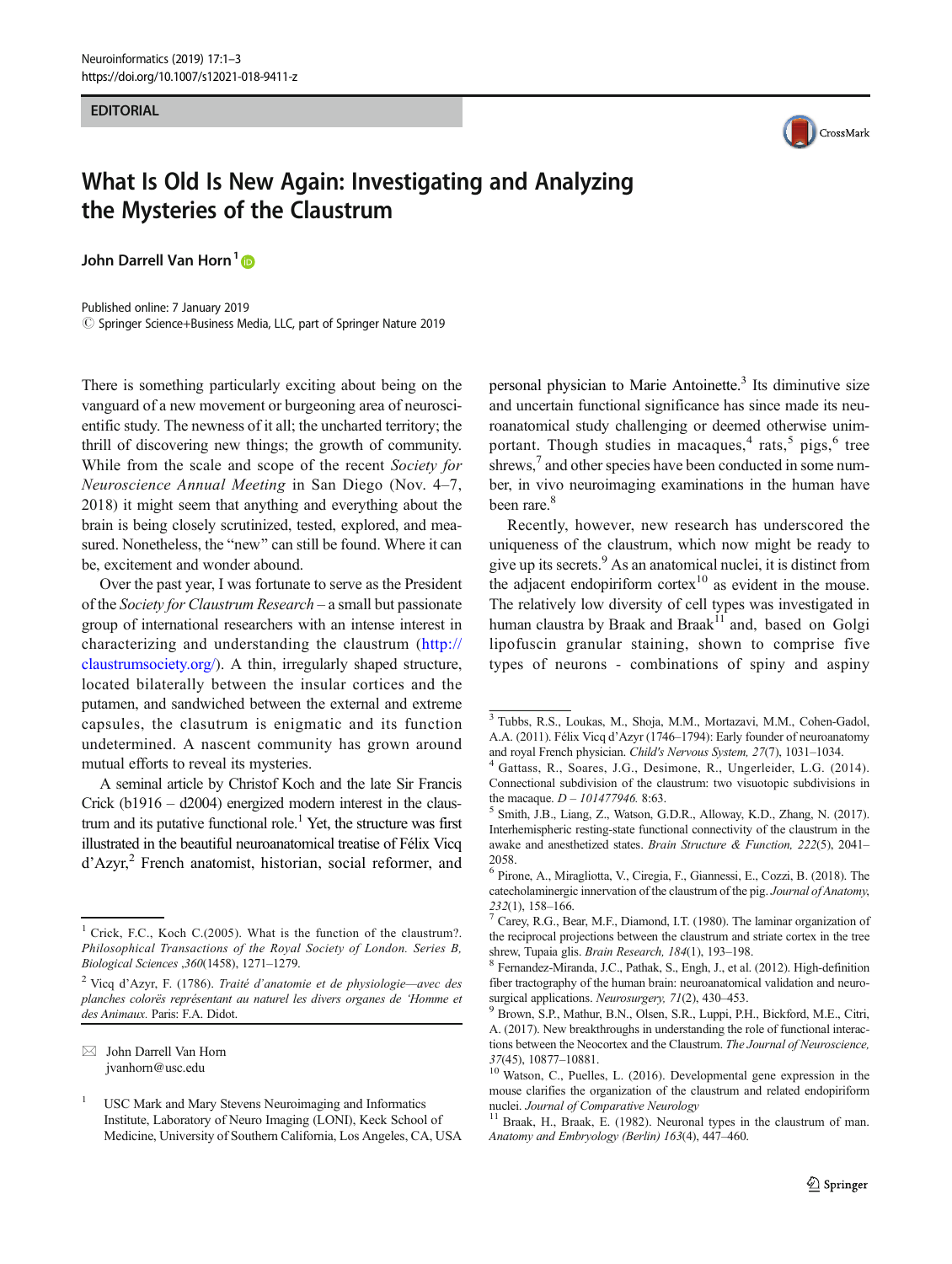EDITORIAL

# What Is Old Is New Again: Investigating and Analyzing the Mysteries of the Claustrum

**John Darrell Van Horn**[1]

Published online: 7 January 2019
© Springer Science+Business Media, LLC, part of Springer Nature 2019

There is something particularly exciting about being on the vanguard of a new movement or burgeoning area of neuroscientific study. The newness of it all; the uncharted territory; the thrill of discovering new things; the growth of community. While from the scale and scope of the recent *Society for Neuroscience Annual Meeting* in San Diego (Nov. 4–7, 2018) it might seem that anything and everything about the brain is being closely scrutinized, tested, explored, and measured. Nonetheless, the "new" can still be found. Where it can be, excitement and wonder abound.

Over the past year, I was fortunate to serve as the President of the *Society for Claustrum Research* – a small but passionate group of international researchers with an intense interest in characterizing and understanding the claustrum (http://claustrumsociety.org/). A thin, irregularly shaped structure, located bilaterally between the insular cortices and the putamen, and sandwiched between the external and extreme capsules, the clasutrum is enigmatic and its function undetermined. A nascent community has grown around mutual efforts to reveal its mysteries.

A seminal article by Christof Koch and the late Sir Francis Crick (b1916 – d2004) energized modern interest in the claustrum and its putative functional role.[1] Yet, the structure was first illustrated in the beautiful neuroanatomical treatise of Félix Vicq d'Azyr,[2] French anatomist, historian, social reformer, and personal physician to Marie Antoinette.[3] Its diminutive size and uncertain functional significance has since made its neuroanatomical study challenging or deemed otherwise unimportant. Though studies in macaques,[4] rats,[5] pigs,[6] tree shrews,[7] and other species have been conducted in some number, in vivo neuroimaging examinations in the human have been rare.[8]

Recently, however, new research has underscored the uniqueness of the claustrum, which now might be ready to give up its secrets.[9] As an anatomical nuclei, it is distinct from the adjacent endopiriform cortex[10] as evident in the mouse. The relatively low diversity of cell types was investigated in human claustra by Braak and Braak[11] and, based on Golgi lipofuscin granular staining, shown to comprise five types of neurons - combinations of spiny and aspiny

---

[1] Crick, F.C., Koch C.(2005). What is the function of the claustrum?. *Philosophical Transactions of the Royal Society of London. Series B, Biological Sciences ,360*(1458), 1271–1279.

[2] Vicq d'Azyr, F. (1786). *Traité d'anatomie et de physiologie—avec des planches colorës représentant au naturel les divers organes de 'Homme et des Animaux.* Paris: F.A. Didot.

[3] Tubbs, R.S., Loukas, M., Shoja, M.M., Mortazavi, M.M., Cohen-Gadol, A.A. (2011). Félix Vicq d'Azyr (1746–1794): Early founder of neuroanatomy and royal French physician. *Child's Nervous System, 27*(7), 1031–1034.

[4] Gattass, R., Soares, J.G., Desimone, R., Ungerleider, L.G. (2014). Connectional subdivision of the claustrum: two visuotopic subdivisions in the macaque. *D – 101477946.* 8:63.

[5] Smith, J.B., Liang, Z., Watson, G.D.R., Alloway, K.D., Zhang, N. (2017). Interhemispheric resting-state functional connectivity of the claustrum in the awake and anesthetized states. *Brain Structure & Function, 222*(5), 2041–2058.

[6] Pirone, A., Miragliotta, V., Ciregia, F., Giannessi, E., Cozzi, B. (2018). The catecholaminergic innervation of the claustrum of the pig. *Journal of Anatomy, 232*(1), 158–166.

[7] Carey, R.G., Bear, M.F., Diamond, I.T. (1980). The laminar organization of the reciprocal projections between the claustrum and striate cortex in the tree shrew, Tupaia glis. *Brain Research, 184*(1), 193–198.

[8] Fernandez-Miranda, J.C., Pathak, S., Engh, J., et al. (2012). High-definition fiber tractography of the human brain: neuroanatomical validation and neurosurgical applications. *Neurosurgery, 71*(2), 430–453.

[9] Brown, S.P., Mathur, B.N., Olsen, S.R., Luppi, P.H., Bickford, M.E., Citri, A. (2017). New breakthroughs in understanding the role of functional interactions between the Neocortex and the Claustrum. *The Journal of Neuroscience, 37*(45), 10877–10881.

[10] Watson, C., Puelles, L. (2016). Developmental gene expression in the mouse clarifies the organization of the claustrum and related endopiriform nuclei. *Journal of Comparative Neurology*

[11] Braak, H., Braak, E. (1982). Neuronal types in the claustrum of man. *Anatomy and Embryology (Berlin) 163*(4), 447–460.

✉ John Darrell Van Horn
jvanhorn@usc.edu

[1] USC Mark and Mary Stevens Neuroimaging and Informatics Institute, Laboratory of Neuro Imaging (LONI), Keck School of Medicine, University of Southern California, Los Angeles, CA, USA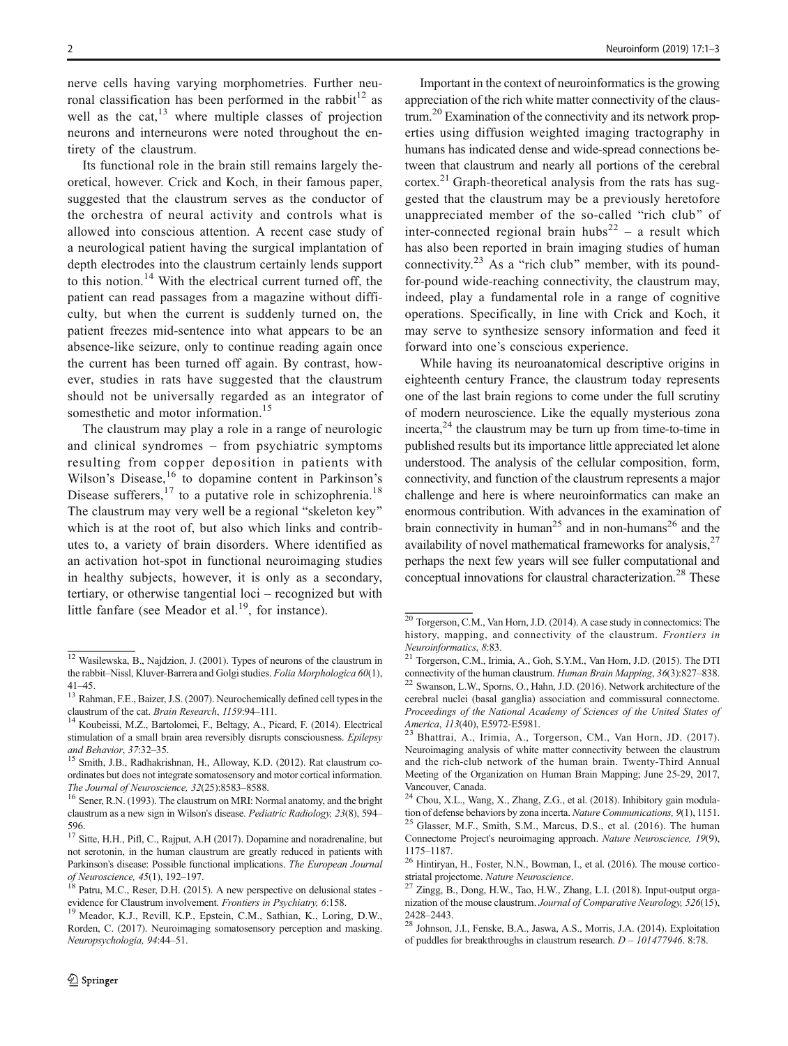nerve cells having varying morphometries. Further neuronal classification has been performed in the rabbit[12] as well as the cat,[13] where multiple classes of projection neurons and interneurons were noted throughout the entirety of the claustrum.

Its functional role in the brain still remains largely theoretical, however. Crick and Koch, in their famous paper, suggested that the claustrum serves as the conductor of the orchestra of neural activity and controls what is allowed into conscious attention. A recent case study of a neurological patient having the surgical implantation of depth electrodes into the claustrum certainly lends support to this notion.[14] With the electrical current turned off, the patient can read passages from a magazine without difficulty, but when the current is suddenly turned on, the patient freezes mid-sentence into what appears to be an absence-like seizure, only to continue reading again once the current has been turned off again. By contrast, however, studies in rats have suggested that the claustrum should not be universally regarded as an integrator of somesthetic and motor information.[15]

The claustrum may play a role in a range of neurologic and clinical syndromes – from psychiatric symptoms resulting from copper deposition in patients with Wilson's Disease,[16] to dopamine content in Parkinson's Disease sufferers,[17] to a putative role in schizophrenia.[18] The claustrum may very well be a regional "skeleton key" which is at the root of, but also which links and contributes to, a variety of brain disorders. Where identified as an activation hot-spot in functional neuroimaging studies in healthy subjects, however, it is only as a secondary, tertiary, or otherwise tangential loci – recognized but with little fanfare (see Meador et al.[19], for instance).

Important in the context of neuroinformatics is the growing appreciation of the rich white matter connectivity of the claustrum.[20] Examination of the connectivity and its network properties using diffusion weighted imaging tractography in humans has indicated dense and wide-spread connections between that claustrum and nearly all portions of the cerebral cortex.[21] Graph-theoretical analysis from the rats has suggested that the claustrum may be a previously heretofore unappreciated member of the so-called "rich club" of inter-connected regional brain hubs[22] – a result which has also been reported in brain imaging studies of human connectivity.[23] As a "rich club" member, with its pound-for-pound wide-reaching connectivity, the claustrum may, indeed, play a fundamental role in a range of cognitive operations. Specifically, in line with Crick and Koch, it may serve to synthesize sensory information and feed it forward into one's conscious experience.

While having its neuroanatomical descriptive origins in eighteenth century France, the claustrum today represents one of the last brain regions to come under the full scrutiny of modern neuroscience. Like the equally mysterious zona incerta,[24] the claustrum may be turn up from time-to-time in published results but its importance little appreciated let alone understood. The analysis of the cellular composition, form, connectivity, and function of the claustrum represents a major challenge and here is where neuroinformatics can make an enormous contribution. With advances in the examination of brain connectivity in human[25] and in non-humans[26] and the availability of novel mathematical frameworks for analysis,[27] perhaps the next few years will see fuller computational and conceptual innovations for claustral characterization.[28] These

---

[12] Wasilewska, B., Najdzion, J. (2001). Types of neurons of the claustrum in the rabbit–Nissl, Kluver-Barrera and Golgi studies. *Folia Morphologica 60*(1), 41–45.

[13] Rahman, F.E., Baizer, J.S. (2007). Neurochemically defined cell types in the claustrum of the cat. *Brain Research, 1159*:94–111.

[14] Koubeissi, M.Z., Bartolomei, F., Beltagy, A., Picard, F. (2014). Electrical stimulation of a small brain area reversibly disrupts consciousness. *Epilepsy and Behavior, 37*:32–35.

[15] Smith, J.B., Radhakrishnan, H., Alloway, K.D. (2012). Rat claustrum coordinates but does not integrate somatosensory and motor cortical information. *The Journal of Neuroscience, 32*(25):8583–8588.

[16] Sener, R.N. (1993). The claustrum on MRI: Normal anatomy, and the bright claustrum as a new sign in Wilson's disease. *Pediatric Radiology, 23*(8), 594–596.

[17] Sitte, H.H., Pifl, C., Rajput, A.H (2017). Dopamine and noradrenaline, but not serotonin, in the human claustrum are greatly reduced in patients with Parkinson's disease: Possible functional implications. *The European Journal of Neuroscience, 45*(1), 192–197.

[18] Patru, M.C., Reser, D.H. (2015). A new perspective on delusional states - evidence for Claustrum involvement. *Frontiers in Psychiatry, 6*:158.

[19] Meador, K.J., Revill, K.P., Epstein, C.M., Sathian, K., Loring, D.W., Rorden, C. (2017). Neuroimaging somatosensory perception and masking. *Neuropsychologia, 94*:44–51.

[20] Torgerson, C.M., Van Horn, J.D. (2014). A case study in connectomics: The history, mapping, and connectivity of the claustrum. *Frontiers in Neuroinformatics, 8*:83.

[21] Torgerson, C.M., Irimia, A., Goh, S.Y.M., Van Horn, J.D. (2015). The DTI connectivity of the human claustrum. *Human Brain Mapping, 36*(3):827–838.

[22] Swanson, L.W., Sporns, O., Hahn, J.D. (2016). Network architecture of the cerebral nuclei (basal ganglia) association and commissural connectome. *Proceedings of the National Academy of Sciences of the United States of America, 113*(40), E5972-E5981.

[23] Bhattrai, A., Irimia, A., Torgerson, CM., Van Horn, JD. (2017). Neuroimaging analysis of white matter connectivity between the claustrum and the rich-club network of the human brain. Twenty-Third Annual Meeting of the Organization on Human Brain Mapping; June 25-29, 2017, Vancouver, Canada.

[24] Chou, X.L., Wang, X., Zhang, Z.G., et al. (2018). Inhibitory gain modulation of defense behaviors by zona incerta. *Nature Communications, 9*(1), 1151.

[25] Glasser, M.F., Smith, S.M., Marcus, D.S., et al. (2016). The human Connectome Project's neuroimaging approach. *Nature Neuroscience, 19*(9), 1175–1187.

[26] Hintiryan, H., Foster, N.N., Bowman, I., et al. (2016). The mouse cortico-striatal projectome. *Nature Neuroscience*.

[27] Zingg, B., Dong, H.W., Tao, H.W., Zhang, L.I. (2018). Input-output organization of the mouse claustrum. *Journal of Comparative Neurology, 526*(15), 2428–2443.

[28] Johnson, J.I., Fenske, B.A., Jaswa, A.S., Morris, J.A. (2014). Exploitation of puddles for breakthroughs in claustrum research. *D – 101477946*. 8:78.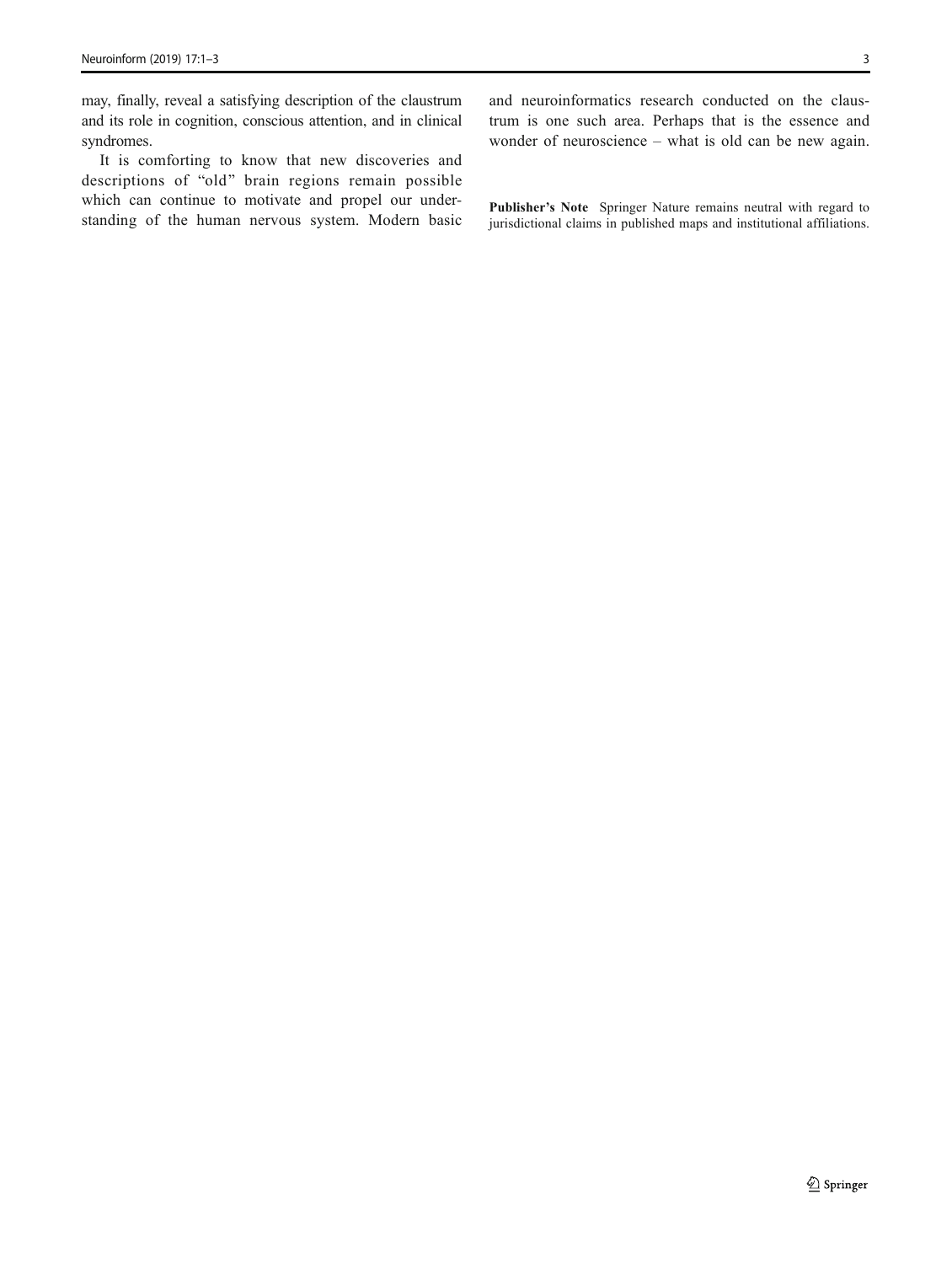may, finally, reveal a satisfying description of the claustrum and its role in cognition, conscious attention, and in clinical syndromes.

It is comforting to know that new discoveries and descriptions of "old" brain regions remain possible which can continue to motivate and propel our understanding of the human nervous system. Modern basic and neuroinformatics research conducted on the claustrum is one such area. Perhaps that is the essence and wonder of neuroscience – what is old can be new again.

**Publisher's Note** Springer Nature remains neutral with regard to jurisdictional claims in published maps and institutional affiliations.